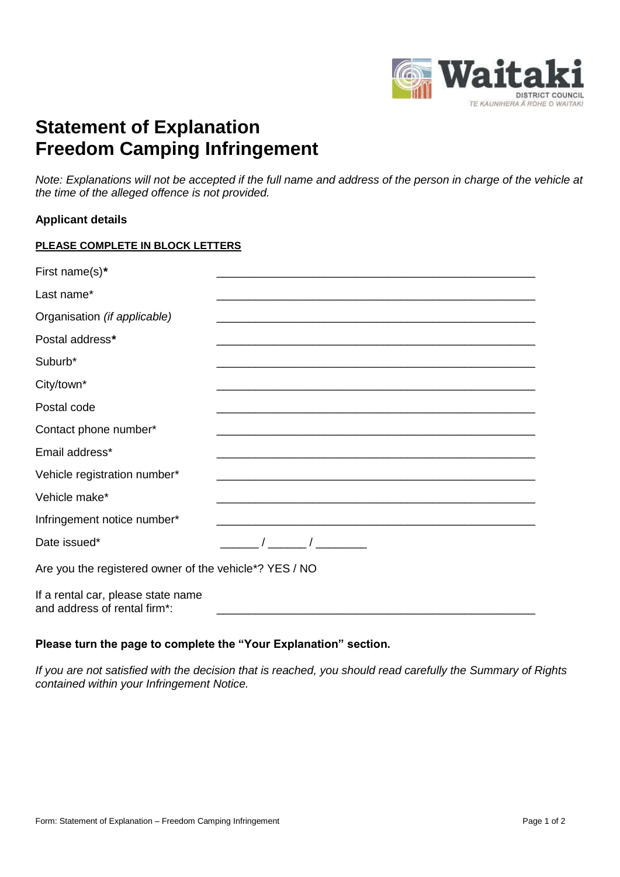Waitaki DISTRICT COUNCIL TE KAUNIHERA Ā ROHE O WAITAKI

# Statement of Explanation
# Freedom Camping Infringement

*Note: Explanations will not be accepted if the full name and address of the person in charge of the vehicle at the time of the alleged offence is not provided.*

**Applicant details**

**PLEASE COMPLETE IN BLOCK LETTERS**

First name(s)**\*** ____________________________________________________

Last name* ____________________________________________________

Organisation *(if applicable)* ____________________________________________________

Postal address**\*** ____________________________________________________

Suburb* ____________________________________________________

City/town* ____________________________________________________

Postal code ____________________________________________________

Contact phone number* ____________________________________________________

Email address* ____________________________________________________

Vehicle registration number* ____________________________________________________

Vehicle make* ____________________________________________________

Infringement notice number* ____________________________________________________

Date issued* ______ / ______ / ________

Are you the registered owner of the vehicle*? YES / NO

If a rental car, please state name and address of rental firm*: ____________________________________________________

**Please turn the page to complete the "Your Explanation" section.**

*If you are not satisfied with the decision that is reached, you should read carefully the Summary of Rights contained within your Infringement Notice.*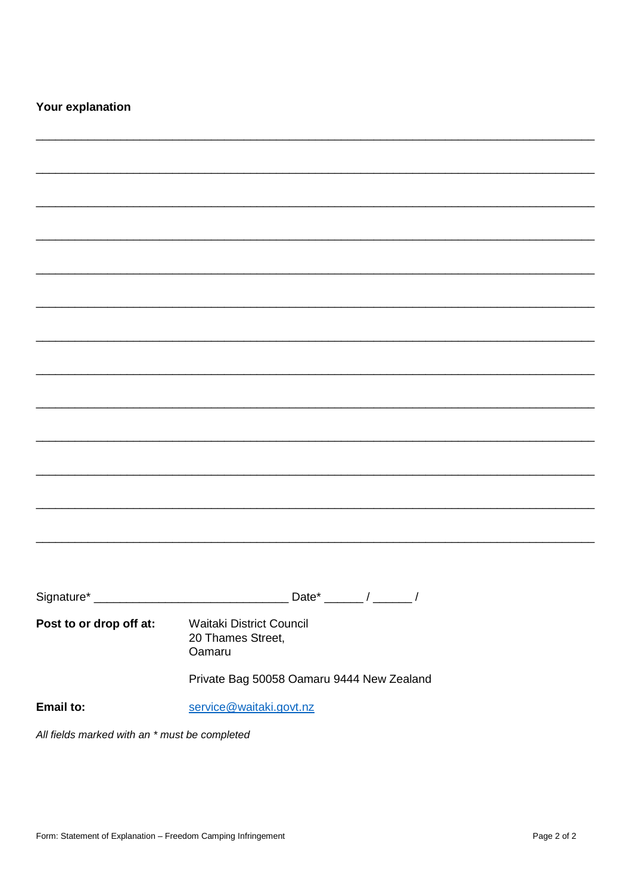**Your explanation**

\_\_\_\_\_\_\_\_\_\_\_\_\_\_\_\_\_\_\_\_\_\_\_\_\_\_\_\_\_\_\_\_\_\_\_\_\_\_\_\_\_\_\_\_\_\_\_\_\_\_\_\_\_\_\_\_\_\_\_\_\_\_\_\_\_\_\_\_\_\_\_\_\_\_\_\_

\_\_\_\_\_\_\_\_\_\_\_\_\_\_\_\_\_\_\_\_\_\_\_\_\_\_\_\_\_\_\_\_\_\_\_\_\_\_\_\_\_\_\_\_\_\_\_\_\_\_\_\_\_\_\_\_\_\_\_\_\_\_\_\_\_\_\_\_\_\_\_\_\_\_\_\_

\_\_\_\_\_\_\_\_\_\_\_\_\_\_\_\_\_\_\_\_\_\_\_\_\_\_\_\_\_\_\_\_\_\_\_\_\_\_\_\_\_\_\_\_\_\_\_\_\_\_\_\_\_\_\_\_\_\_\_\_\_\_\_\_\_\_\_\_\_\_\_\_\_\_\_\_

\_\_\_\_\_\_\_\_\_\_\_\_\_\_\_\_\_\_\_\_\_\_\_\_\_\_\_\_\_\_\_\_\_\_\_\_\_\_\_\_\_\_\_\_\_\_\_\_\_\_\_\_\_\_\_\_\_\_\_\_\_\_\_\_\_\_\_\_\_\_\_\_\_\_\_\_

\_\_\_\_\_\_\_\_\_\_\_\_\_\_\_\_\_\_\_\_\_\_\_\_\_\_\_\_\_\_\_\_\_\_\_\_\_\_\_\_\_\_\_\_\_\_\_\_\_\_\_\_\_\_\_\_\_\_\_\_\_\_\_\_\_\_\_\_\_\_\_\_\_\_\_\_

\_\_\_\_\_\_\_\_\_\_\_\_\_\_\_\_\_\_\_\_\_\_\_\_\_\_\_\_\_\_\_\_\_\_\_\_\_\_\_\_\_\_\_\_\_\_\_\_\_\_\_\_\_\_\_\_\_\_\_\_\_\_\_\_\_\_\_\_\_\_\_\_\_\_\_\_

\_\_\_\_\_\_\_\_\_\_\_\_\_\_\_\_\_\_\_\_\_\_\_\_\_\_\_\_\_\_\_\_\_\_\_\_\_\_\_\_\_\_\_\_\_\_\_\_\_\_\_\_\_\_\_\_\_\_\_\_\_\_\_\_\_\_\_\_\_\_\_\_\_\_\_\_

\_\_\_\_\_\_\_\_\_\_\_\_\_\_\_\_\_\_\_\_\_\_\_\_\_\_\_\_\_\_\_\_\_\_\_\_\_\_\_\_\_\_\_\_\_\_\_\_\_\_\_\_\_\_\_\_\_\_\_\_\_\_\_\_\_\_\_\_\_\_\_\_\_\_\_\_

\_\_\_\_\_\_\_\_\_\_\_\_\_\_\_\_\_\_\_\_\_\_\_\_\_\_\_\_\_\_\_\_\_\_\_\_\_\_\_\_\_\_\_\_\_\_\_\_\_\_\_\_\_\_\_\_\_\_\_\_\_\_\_\_\_\_\_\_\_\_\_\_\_\_\_\_

\_\_\_\_\_\_\_\_\_\_\_\_\_\_\_\_\_\_\_\_\_\_\_\_\_\_\_\_\_\_\_\_\_\_\_\_\_\_\_\_\_\_\_\_\_\_\_\_\_\_\_\_\_\_\_\_\_\_\_\_\_\_\_\_\_\_\_\_\_\_\_\_\_\_\_\_

\_\_\_\_\_\_\_\_\_\_\_\_\_\_\_\_\_\_\_\_\_\_\_\_\_\_\_\_\_\_\_\_\_\_\_\_\_\_\_\_\_\_\_\_\_\_\_\_\_\_\_\_\_\_\_\_\_\_\_\_\_\_\_\_\_\_\_\_\_\_\_\_\_\_\_\_

\_\_\_\_\_\_\_\_\_\_\_\_\_\_\_\_\_\_\_\_\_\_\_\_\_\_\_\_\_\_\_\_\_\_\_\_\_\_\_\_\_\_\_\_\_\_\_\_\_\_\_\_\_\_\_\_\_\_\_\_\_\_\_\_\_\_\_\_\_\_\_\_\_\_\_\_

\_\_\_\_\_\_\_\_\_\_\_\_\_\_\_\_\_\_\_\_\_\_\_\_\_\_\_\_\_\_\_\_\_\_\_\_\_\_\_\_\_\_\_\_\_\_\_\_\_\_\_\_\_\_\_\_\_\_\_\_\_\_\_\_\_\_\_\_\_\_\_\_\_\_\_\_

Signature* \_\_\_\_\_\_\_\_\_\_\_\_\_\_\_\_\_\_\_\_\_\_\_\_\_\_\_\_\_\_ Date* \_\_\_\_\_\_ / \_\_\_\_\_\_ /

| | |
|---|---|
| **Post to or drop off at:** | Waitaki District Council<br>20 Thames Street,<br>Oamaru |
| | Private Bag 50058 Oamaru 9444 New Zealand |
| **Email to:** | service@waitaki.govt.nz |

*All fields marked with an * must be completed*

Form: Statement of Explanation – Freedom Camping Infringement